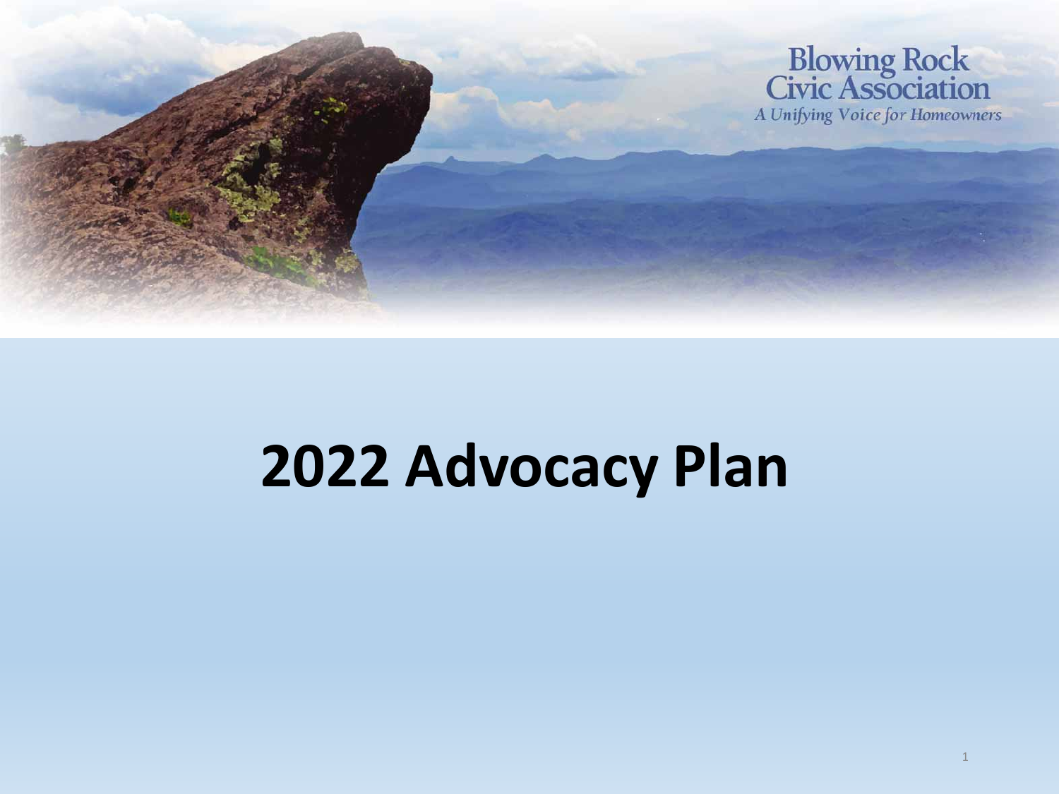Blowing Rock Civic Association

*A Unifying Voice for Homeowners*

# 2022 Advocacy Plan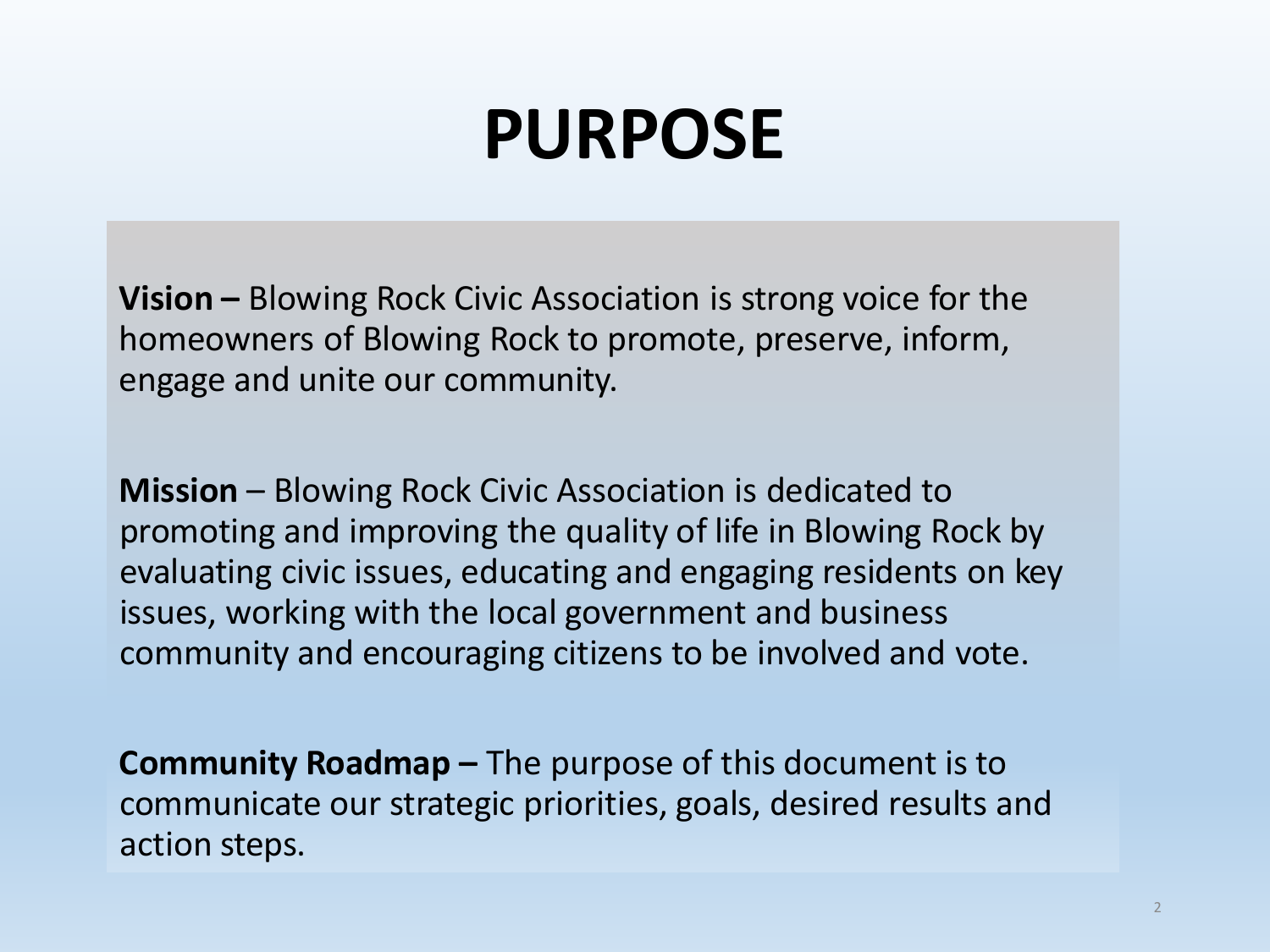# PURPOSE

**Vision –** Blowing Rock Civic Association is strong voice for the homeowners of Blowing Rock to promote, preserve, inform, engage and unite our community.

**Mission** – Blowing Rock Civic Association is dedicated to promoting and improving the quality of life in Blowing Rock by evaluating civic issues, educating and engaging residents on key issues, working with the local government and business community and encouraging citizens to be involved and vote.

**Community Roadmap –** The purpose of this document is to communicate our strategic priorities, goals, desired results and action steps.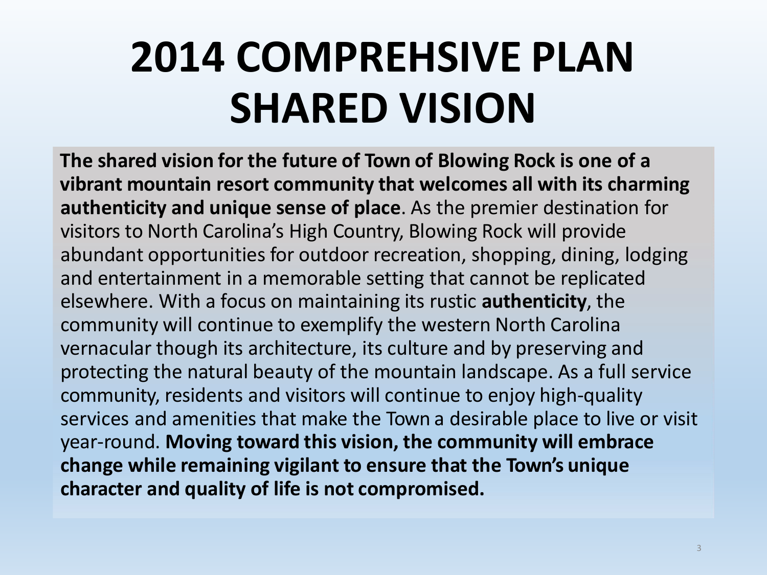# 2014 COMPREHSIVE PLAN SHARED VISION

**The shared vision for the future of Town of Blowing Rock is one of a vibrant mountain resort community that welcomes all with its charming authenticity and unique sense of place**. As the premier destination for visitors to North Carolina's High Country, Blowing Rock will provide abundant opportunities for outdoor recreation, shopping, dining, lodging and entertainment in a memorable setting that cannot be replicated elsewhere. With a focus on maintaining its rustic **authenticity**, the community will continue to exemplify the western North Carolina vernacular though its architecture, its culture and by preserving and protecting the natural beauty of the mountain landscape. As a full service community, residents and visitors will continue to enjoy high-quality services and amenities that make the Town a desirable place to live or visit year-round. **Moving toward this vision, the community will embrace change while remaining vigilant to ensure that the Town's unique character and quality of life is not compromised.**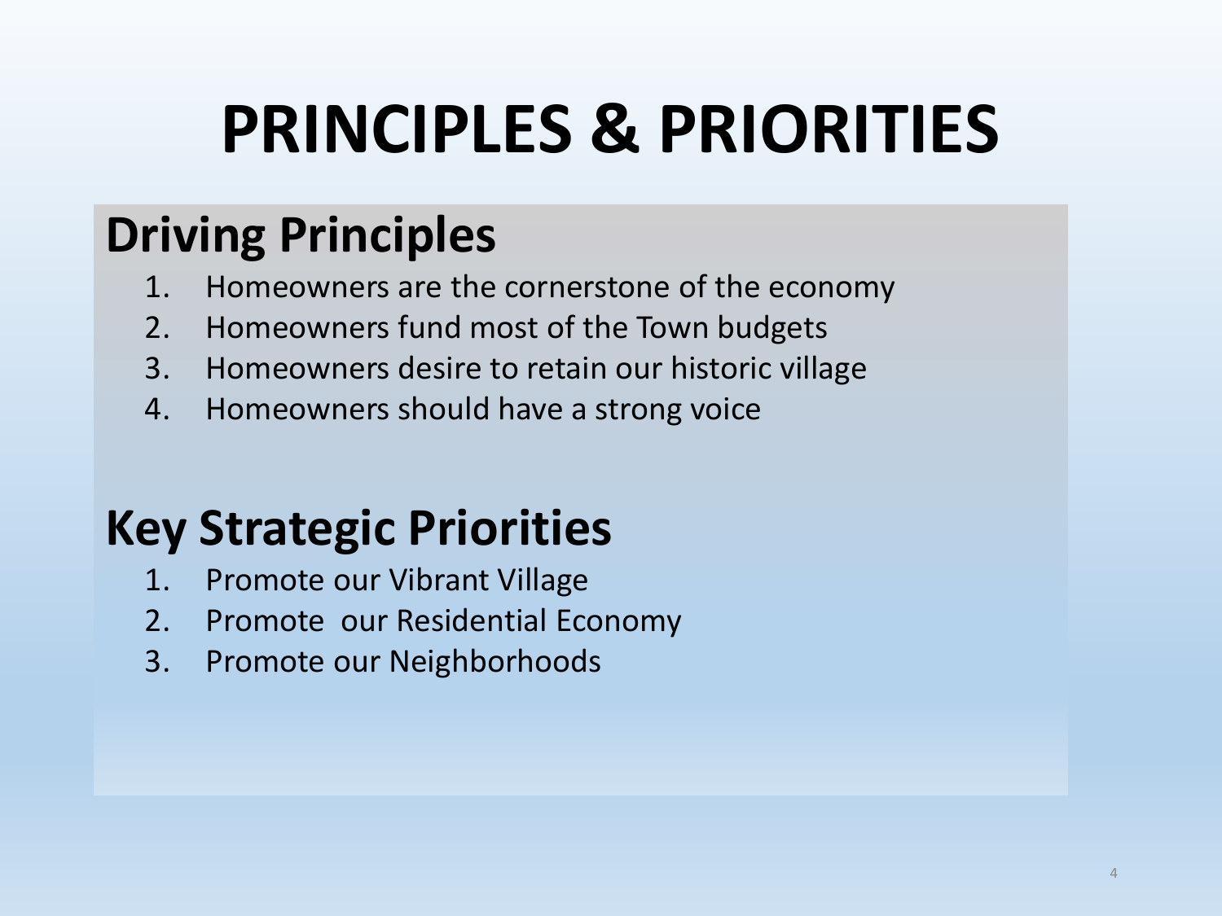# PRINCIPLES & PRIORITIES

## Driving Principles

1. Homeowners are the cornerstone of the economy
2. Homeowners fund most of the Town budgets
3. Homeowners desire to retain our historic village
4. Homeowners should have a strong voice

## Key Strategic Priorities

1. Promote our Vibrant Village
2. Promote our Residential Economy
3. Promote our Neighborhoods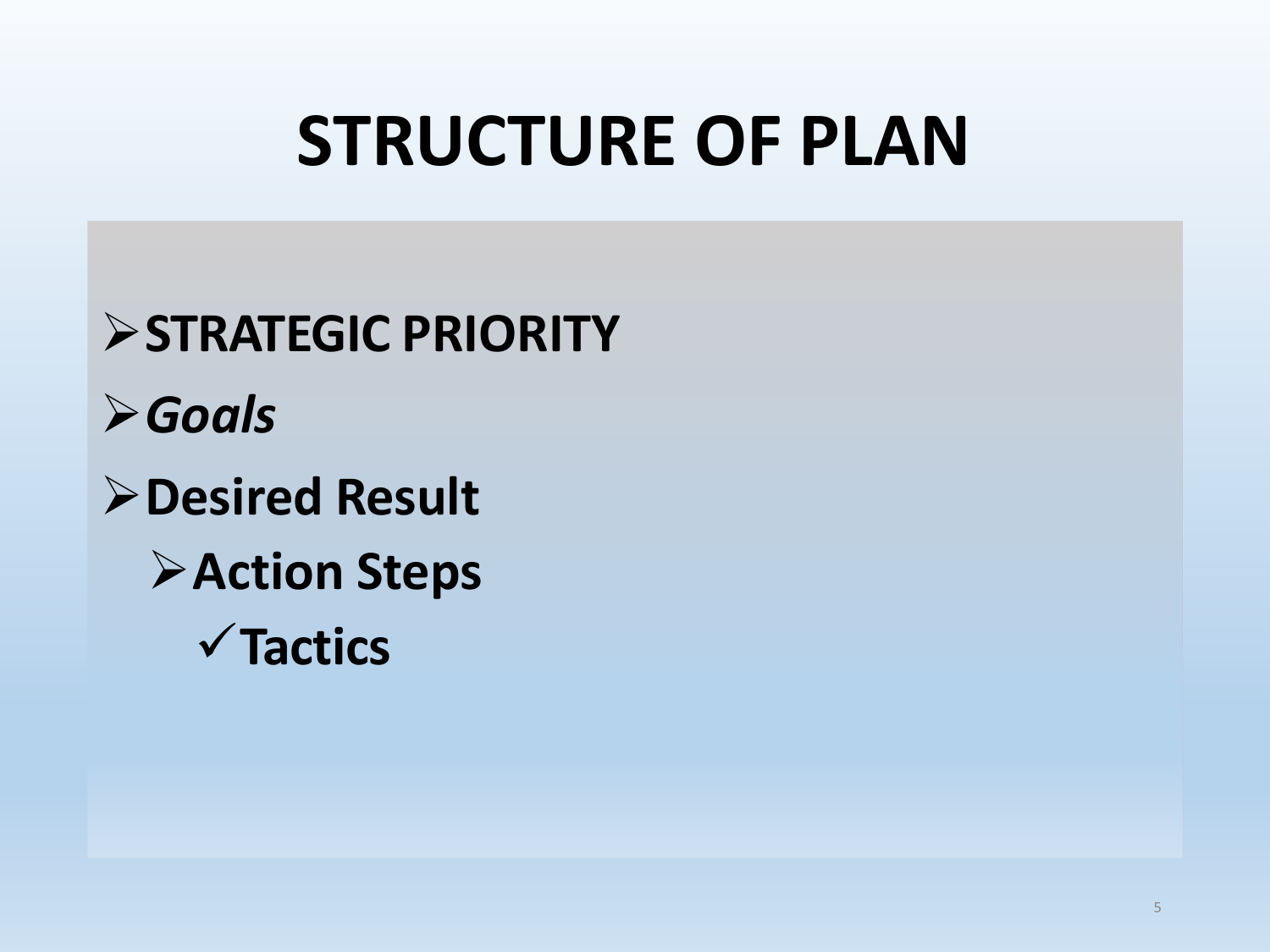# STRUCTURE OF PLAN

- **STRATEGIC PRIORITY**
- ***Goals***
- **Desired Result**
  - **Action Steps**
    - ✓ **Tactics**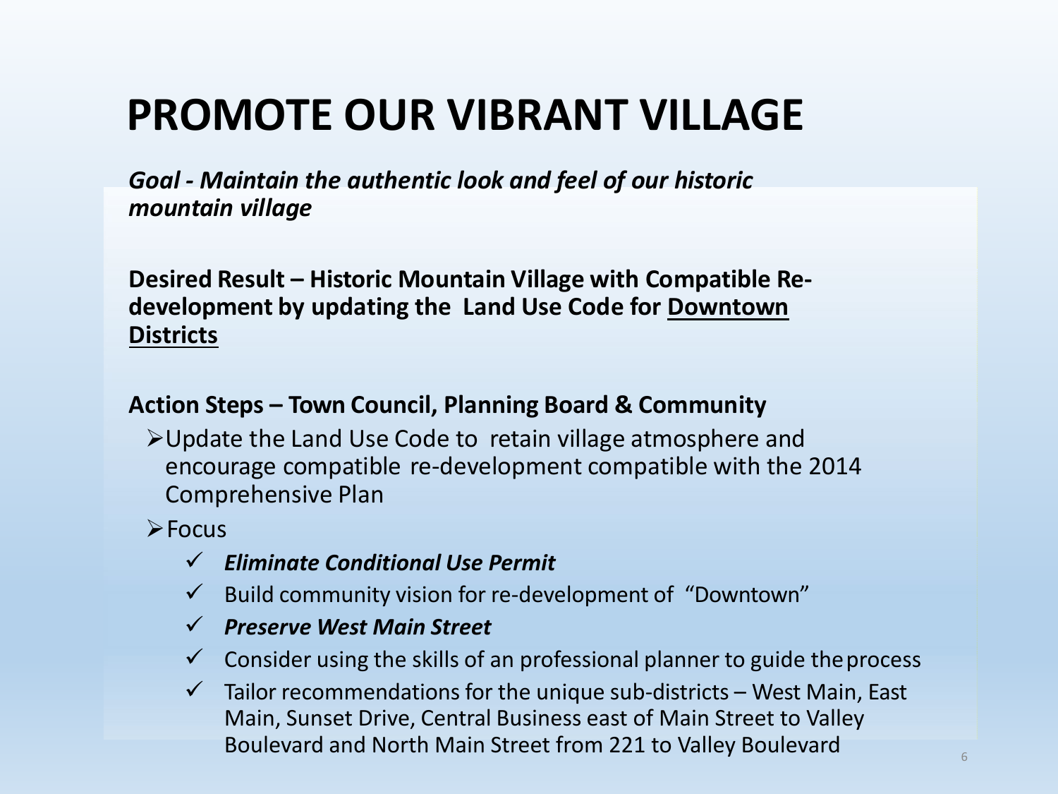# PROMOTE OUR VIBRANT VILLAGE

***Goal - Maintain the authentic look and feel of our historic mountain village***

**Desired Result – Historic Mountain Village with Compatible Re-development by updating the Land Use Code for <u>Downtown Districts</u>**

**Action Steps – Town Council, Planning Board & Community**

- Update the Land Use Code to retain village atmosphere and encourage compatible re-development compatible with the 2014 Comprehensive Plan
- Focus
  - ✓ ***Eliminate Conditional Use Permit***
  - ✓ Build community vision for re-development of "Downtown"
  - ✓ ***Preserve West Main Street***
  - ✓ Consider using the skills of an professional planner to guide the process
  - ✓ Tailor recommendations for the unique sub-districts – West Main, East Main, Sunset Drive, Central Business east of Main Street to Valley Boulevard and North Main Street from 221 to Valley Boulevard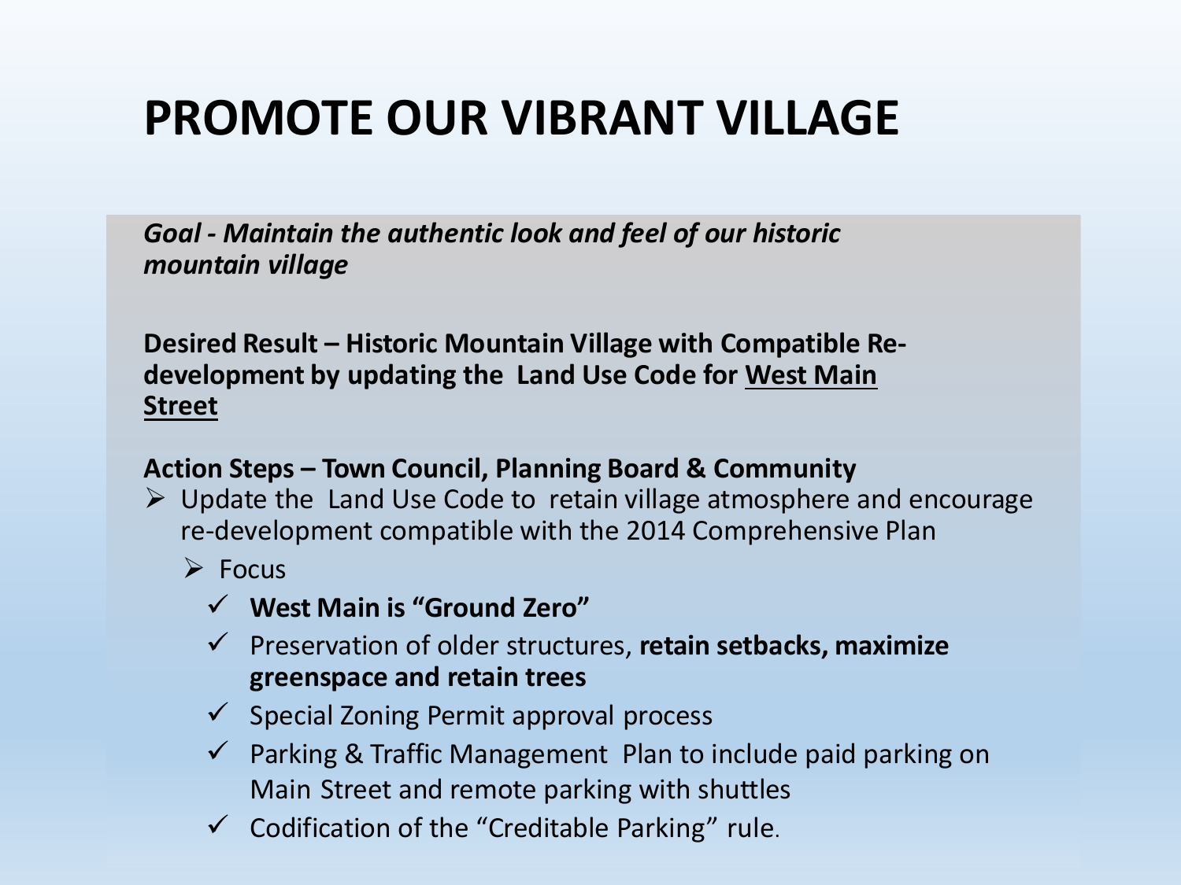# PROMOTE OUR VIBRANT VILLAGE

*Goal - Maintain the authentic look and feel of our historic mountain village*

**Desired Result – Historic Mountain Village with Compatible Re-development by updating the Land Use Code for West Main Street**

**Action Steps – Town Council, Planning Board & Community**

- Update the Land Use Code to retain village atmosphere and encourage re-development compatible with the 2014 Comprehensive Plan
  - Focus
    - ✓ **West Main is "Ground Zero"**
    - ✓ Preservation of older structures, **retain setbacks, maximize greenspace and retain trees**
    - ✓ Special Zoning Permit approval process
    - ✓ Parking & Traffic Management Plan to include paid parking on Main Street and remote parking with shuttles
    - ✓ Codification of the "Creditable Parking" rule.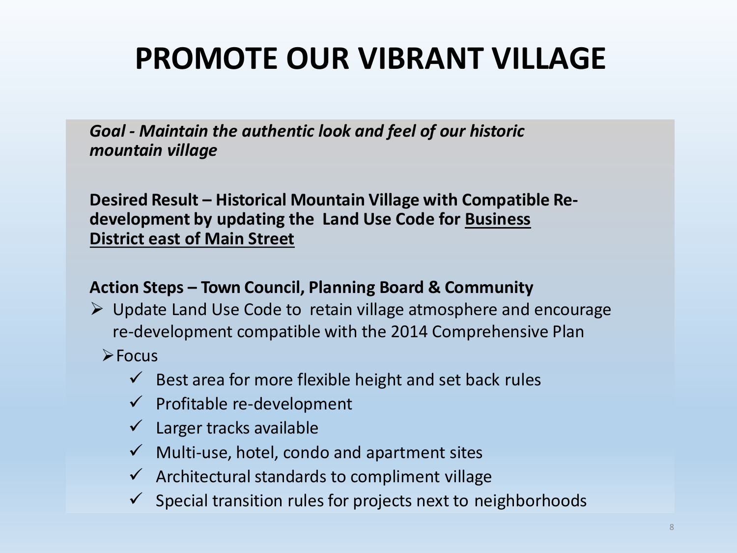# PROMOTE OUR VIBRANT VILLAGE

***Goal - Maintain the authentic look and feel of our historic mountain village***

**Desired Result – Historical Mountain Village with Compatible Re-development by updating the Land Use Code for <u>Business District east of Main Street</u>**

**Action Steps – Town Council, Planning Board & Community**

- Update Land Use Code to retain village atmosphere and encourage re-development compatible with the 2014 Comprehensive Plan
  - Focus
    - ✓ Best area for more flexible height and set back rules
    - ✓ Profitable re-development
    - ✓ Larger tracks available
    - ✓ Multi-use, hotel, condo and apartment sites
    - ✓ Architectural standards to compliment village
    - ✓ Special transition rules for projects next to neighborhoods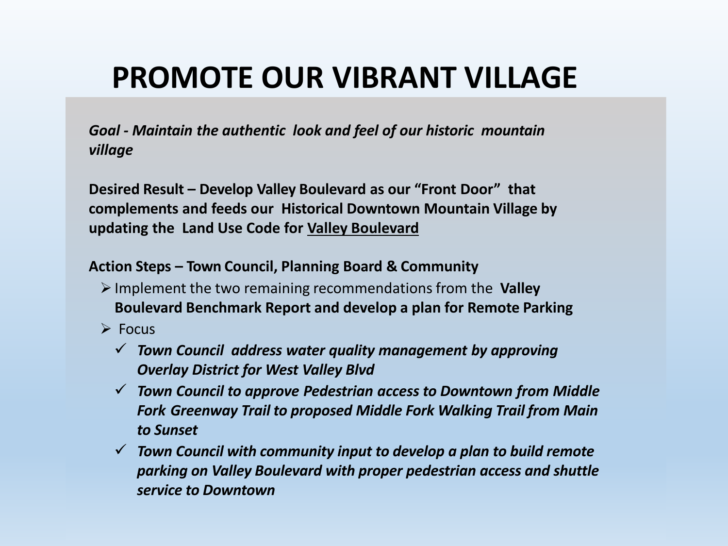# PROMOTE OUR VIBRANT VILLAGE

*Goal - Maintain the authentic look and feel of our historic mountain village*

**Desired Result – Develop Valley Boulevard as our "Front Door" that complements and feeds our Historical Downtown Mountain Village by updating the Land Use Code for <u>Valley Boulevard</u>**

**Action Steps – Town Council, Planning Board & Community**

- Implement the two remaining recommendations from the **Valley Boulevard Benchmark Report and develop a plan for Remote Parking**
- Focus
  - ✓ ***Town Council address water quality management by approving Overlay District for West Valley Blvd***
  - ✓ ***Town Council to approve Pedestrian access to Downtown from Middle Fork Greenway Trail to proposed Middle Fork Walking Trail from Main to Sunset***
  - ✓ ***Town Council with community input to develop a plan to build remote parking on Valley Boulevard with proper pedestrian access and shuttle service to Downtown***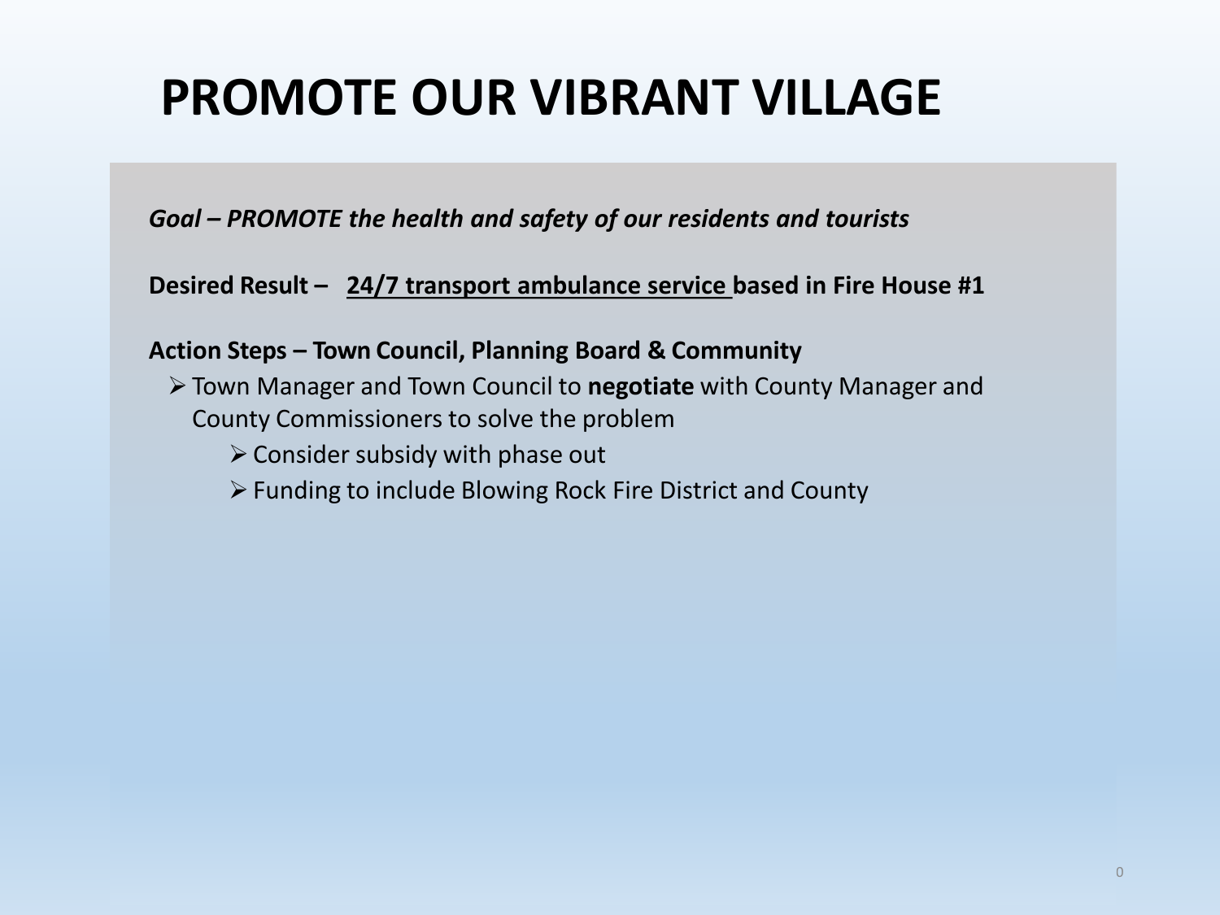# PROMOTE OUR VIBRANT VILLAGE

***Goal – PROMOTE the health and safety of our residents and tourists***

**Desired Result – <u>24/7 transport ambulance service</u> based in Fire House #1**

**Action Steps – Town Council, Planning Board & Community**

- Town Manager and Town Council to **negotiate** with County Manager and County Commissioners to solve the problem
  - Consider subsidy with phase out
  - Funding to include Blowing Rock Fire District and County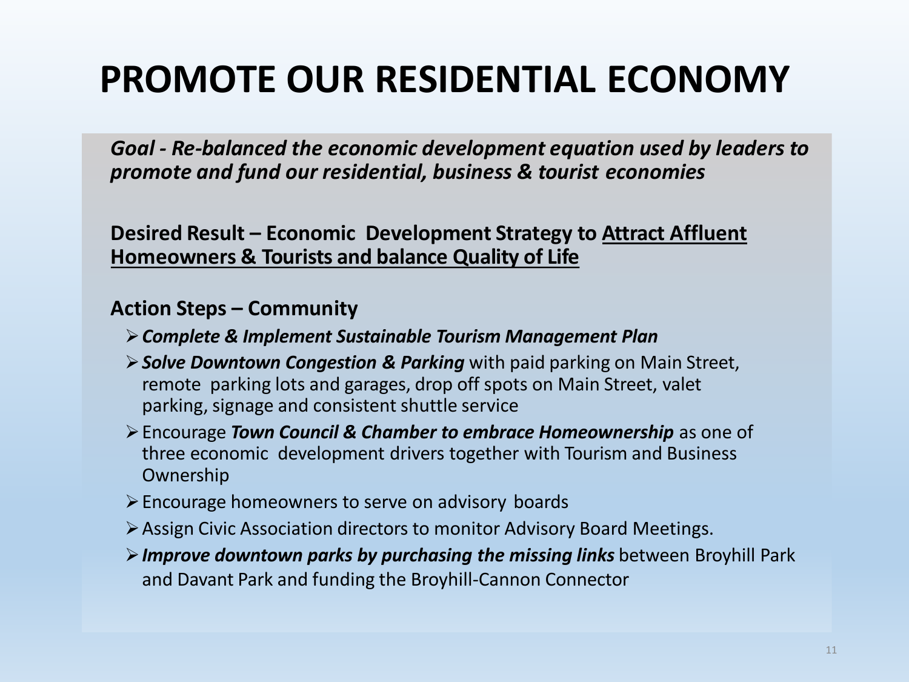# PROMOTE OUR RESIDENTIAL ECONOMY

***Goal - Re-balanced the economic development equation used by leaders to promote and fund our residential, business & tourist economies***

**Desired Result – Economic Development Strategy to <u>Attract Affluent Homeowners & Tourists and balance Quality of Life</u>**

**Action Steps – Community**

- ***Complete & Implement Sustainable Tourism Management Plan***
- ***Solve Downtown Congestion & Parking*** with paid parking on Main Street, remote parking lots and garages, drop off spots on Main Street, valet parking, signage and consistent shuttle service
- Encourage ***Town Council & Chamber to embrace Homeownership*** as one of three economic development drivers together with Tourism and Business Ownership
- Encourage homeowners to serve on advisory boards
- Assign Civic Association directors to monitor Advisory Board Meetings.
- ***Improve downtown parks by purchasing the missing links*** between Broyhill Park and Davant Park and funding the Broyhill-Cannon Connector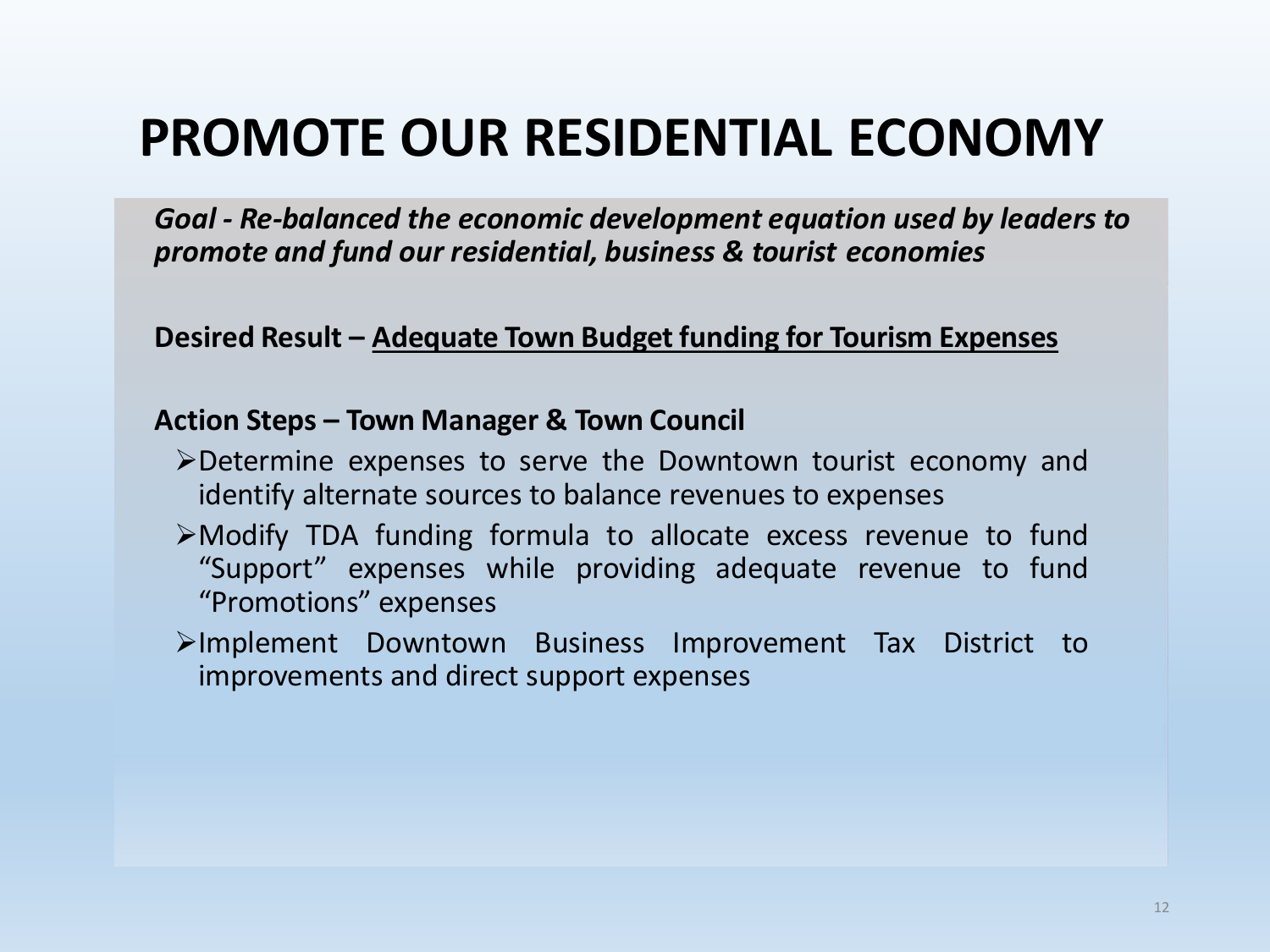# PROMOTE OUR RESIDENTIAL ECONOMY

***Goal - Re-balanced the economic development equation used by leaders to promote and fund our residential, business & tourist economies***

**Desired Result – <u>Adequate Town Budget funding for Tourism Expenses</u>**

**Action Steps – Town Manager & Town Council**

- Determine expenses to serve the Downtown tourist economy and identify alternate sources to balance revenues to expenses
- Modify TDA funding formula to allocate excess revenue to fund “Support” expenses while providing adequate revenue to fund “Promotions” expenses
- Implement Downtown Business Improvement Tax District to improvements and direct support expenses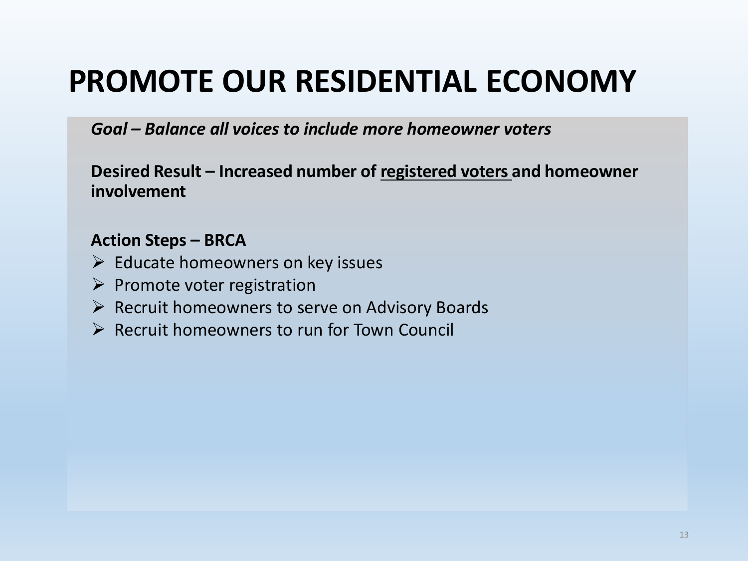# PROMOTE OUR RESIDENTIAL ECONOMY

***Goal – Balance all voices to include more homeowner voters***

**Desired Result – Increased number of <u>registered voters</u> and homeowner involvement**

**Action Steps – BRCA**

- Educate homeowners on key issues
- Promote voter registration
- Recruit homeowners to serve on Advisory Boards
- Recruit homeowners to run for Town Council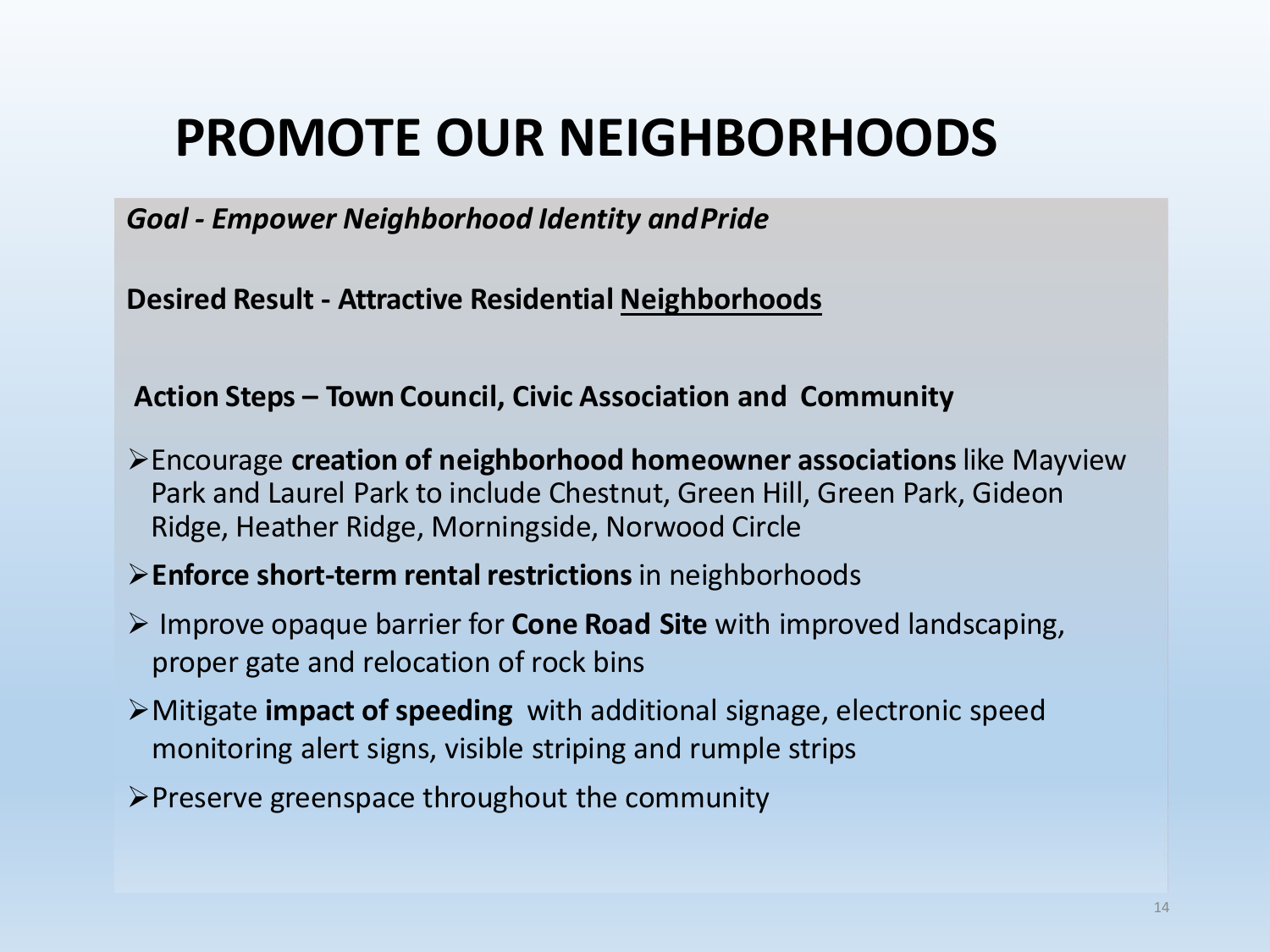# PROMOTE OUR NEIGHBORHOODS

***Goal - Empower Neighborhood Identity and Pride***

**Desired Result - Attractive Residential Neighborhoods**

**Action Steps – Town Council, Civic Association and Community**

- Encourage **creation of neighborhood homeowner associations** like Mayview Park and Laurel Park to include Chestnut, Green Hill, Green Park, Gideon Ridge, Heather Ridge, Morningside, Norwood Circle
- **Enforce short-term rental restrictions** in neighborhoods
- Improve opaque barrier for **Cone Road Site** with improved landscaping, proper gate and relocation of rock bins
- Mitigate **impact of speeding** with additional signage, electronic speed monitoring alert signs, visible striping and rumple strips
- Preserve greenspace throughout the community